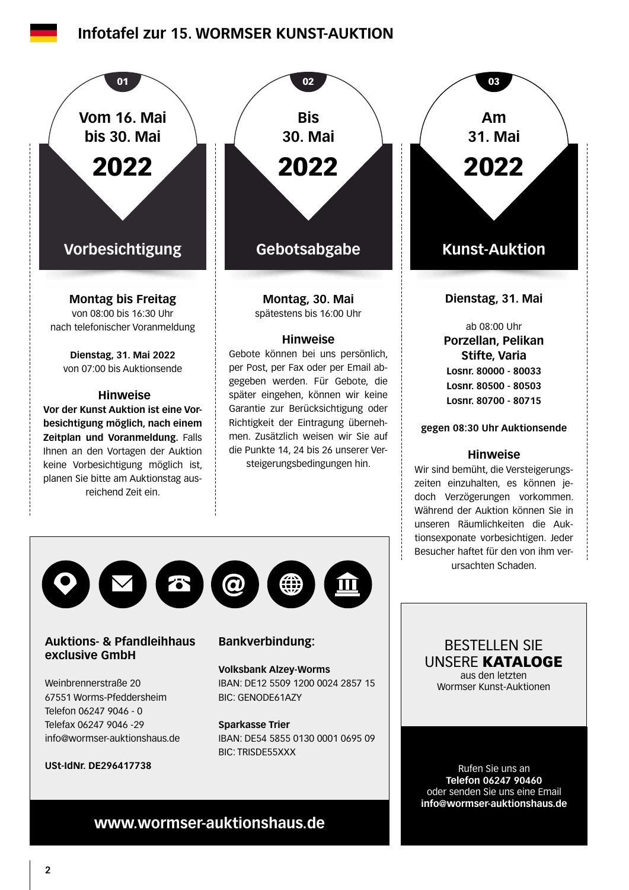# Infotafel zur 15. WORMSER KUNST-AUKTION

## 01 – Vom 16. Mai bis 30. Mai 2022

### Vorbesichtigung

**Montag bis Freitag**
von 08:00 bis 16:30 Uhr
nach telefonischer Voranmeldung

**Dienstag, 31. Mai 2022**
von 07:00 bis Auktionsende

**Hinweise**

**Vor der Kunst Auktion ist eine Vorbesichtigung möglich, nach einem Zeitplan und Voranmeldung.** Falls Ihnen an den Vortagen der Auktion keine Vorbesichtigung möglich ist, planen Sie bitte am Auktionstag ausreichend Zeit ein.

## 02 – Bis 30. Mai 2022

### Gebotsabgabe

**Montag, 30. Mai**
spätestens bis 16:00 Uhr

**Hinweise**

Gebote können bei uns persönlich, per Post, per Fax oder per Email abgegeben werden. Für Gebote, die später eingehen, können wir keine Garantie zur Berücksichtigung oder Richtigkeit der Eintragung übernehmen. Zusätzlich weisen wir Sie auf die Punkte 14, 24 bis 26 unserer Versteigerungsbedingungen hin.

## 03 – Am 31. Mai 2022

### Kunst-Auktion

**Dienstag, 31. Mai**

ab 08:00 Uhr
**Porzellan, Pelikan Stifte, Varia**
**Losnr. 80000 - 80033**
**Losnr. 80500 - 80503**
**Losnr. 80700 - 80715**

**gegen 08:30 Uhr Auktionsende**

**Hinweise**

Wir sind bemüht, die Versteigerungszeiten einzuhalten, es können jedoch Verzögerungen vorkommen. Während der Auktion können Sie in unseren Räumlichkeiten die Auktionsexponate vorbesichtigen. Jeder Besucher haftet für den von ihm verursachten Schaden.

---

**Auktions- & Pfandleihhaus exclusive GmbH**

Weinbrennerstraße 20
67551 Worms-Pfeddersheim
Telefon 06247 9046 - 0
Telefax 06247 9046 -29
info@wormser-auktionshaus.de

**USt-IdNr. DE296417738**

**Bankverbindung:**

**Volksbank Alzey-Worms**
IBAN: DE12 5509 1200 0024 2857 15
BIC: GENODE61AZY

**Sparkasse Trier**
IBAN: DE54 5855 0130 0001 0695 09
BIC: TRISDE55XXX

**www.wormser-auktionshaus.de**

---

BESTELLEN SIE UNSERE **KATALOGE**
aus den letzten Wormser Kunst-Auktionen

Rufen Sie uns an
**Telefon 06247 90460**
oder senden Sie uns eine Email
**info@wormser-auktionshaus.de**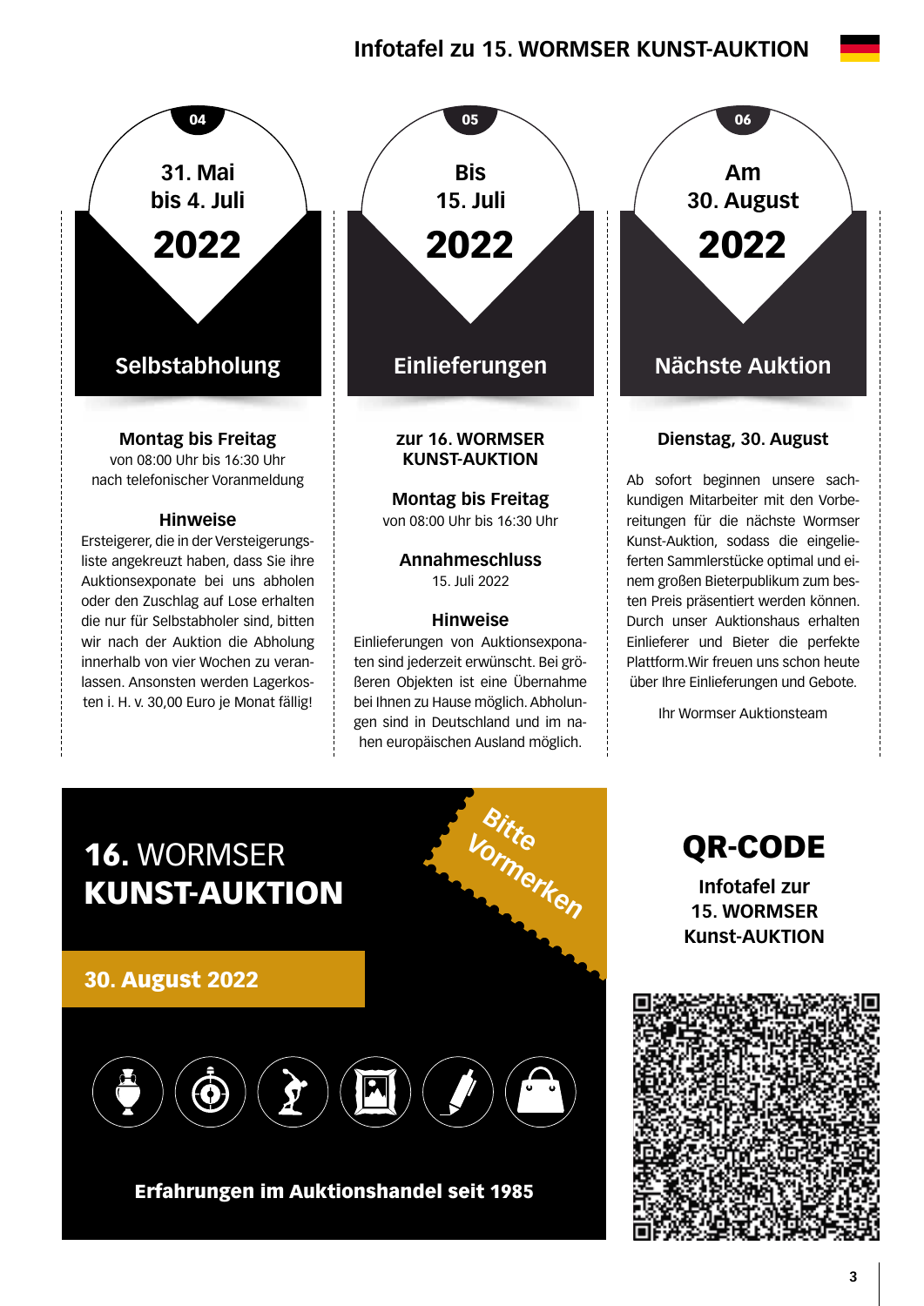# Infotafel zu 15. WORMSER KUNST-AUKTION

## 04

31. Mai
bis 4. Juli

**2022**

### Selbstabholung

**Montag bis Freitag**
von 08:00 Uhr bis 16:30 Uhr
nach telefonischer Voranmeldung

**Hinweise**

Ersteigerer, die in der Versteigerungsliste angekreuzt haben, dass Sie ihre Auktionsexponate bei uns abholen oder den Zuschlag auf Lose erhalten die nur für Selbstabholer sind, bitten wir nach der Auktion die Abholung innerhalb von vier Wochen zu veranlassen. Ansonsten werden Lagerkosten i. H. v. 30,00 Euro je Monat fällig!

## 05

Bis
15. Juli

**2022**

### Einlieferungen

**zur 16. WORMSER KUNST-AUKTION**

**Montag bis Freitag**
von 08:00 Uhr bis 16:30 Uhr

**Annahmeschluss**
15. Juli 2022

**Hinweise**

Einlieferungen von Auktionsexponaten sind jederzeit erwünscht. Bei größeren Objekten ist eine Übernahme bei Ihnen zu Hause möglich. Abholungen sind in Deutschland und im nahen europäischen Ausland möglich.

## 06

Am
30. August

**2022**

### Nächste Auktion

**Dienstag, 30. August**

Ab sofort beginnen unsere sachkundigen Mitarbeiter mit den Vorbereitungen für die nächste Wormser Kunst-Auktion, sodass die eingelieferten Sammlerstücke optimal und einem großen Bieterpublikum zum besten Preis präsentiert werden können. Durch unser Auktionshaus erhalten Einlieferer und Bieter die perfekte Plattform.Wir freuen uns schon heute über Ihre Einlieferungen und Gebote.

Ihr Wormser Auktionsteam

---

**16.** WORMSER
**KUNST-AUKTION**

Bitte Vormerken

**30. August 2022**

**Erfahrungen im Auktionshandel seit 1985**

## QR-CODE

**Infotafel zur 15. WORMSER Kunst-AUKTION**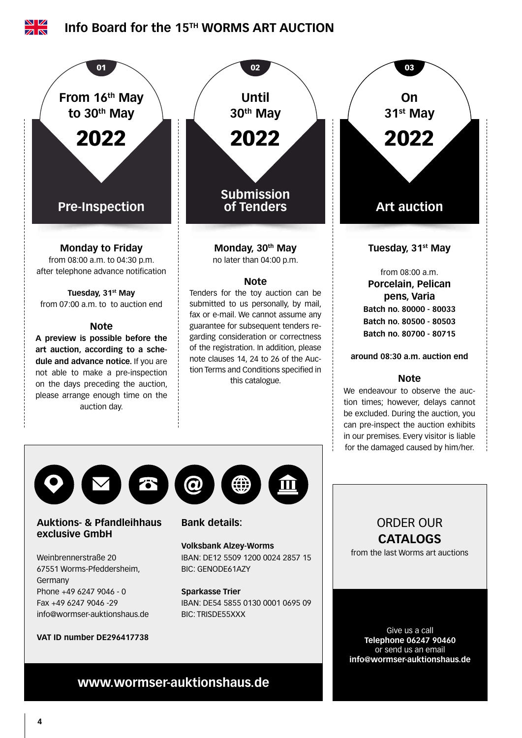# Info Board for the 15TH WORMS ART AUCTION

## 01

**From 16th May to 30th May**

**2022**

### Pre-Inspection

**Monday to Friday**
from 08:00 a.m. to 04:30 p.m.
after telephone advance notification

**Tuesday, 31st May**
from 07:00 a.m. to to auction end

**Note**

**A preview is possible before the art auction, according to a schedule and advance notice.** If you are not able to make a pre-inspection on the days preceding the auction, please arrange enough time on the auction day.

## 02

**Until 30th May**

**2022**

### Submission of Tenders

**Monday, 30th May**
no later than 04:00 p.m.

**Note**

Tenders for the toy auction can be submitted to us personally, by mail, fax or e-mail. We cannot assume any guarantee for subsequent tenders regarding consideration or correctness of the registration. In addition, please note clauses 14, 24 to 26 of the Auction Terms and Conditions specified in this catalogue.

## 03

**On 31st May**

**2022**

### Art auction

**Tuesday, 31st May**

from 08:00 a.m.
**Porcelain, Pelican pens, Varia**
**Batch no. 80000 - 80033**
**Batch no. 80500 - 80503**
**Batch no. 80700 - 80715**

**around 08:30 a.m. auction end**

**Note**

We endeavour to observe the auction times; however, delays cannot be excluded. During the auction, you can pre-inspect the auction exhibits in our premises. Every visitor is liable for the damaged caused by him/her.

---

**Auktions- & Pfandleihhaus exclusive GmbH**

Weinbrennerstraße 20
67551 Worms-Pfeddersheim,
Germany
Phone +49 6247 9046 - 0
Fax +49 6247 9046 -29
info@wormser-auktionshaus.de

**VAT ID number DE296417738**

**Bank details:**

**Volksbank Alzey-Worms**
IBAN: DE12 5509 1200 0024 2857 15
BIC: GENODE61AZY

**Sparkasse Trier**
IBAN: DE54 5855 0130 0001 0695 09
BIC: TRISDE55XXX

**www.wormser-auktionshaus.de**

---

ORDER OUR
**CATALOGS**
from the last Worms art auctions

Give us a call
**Telephone 06247 90460**
or send us an email
**info@wormser-auktionshaus.de**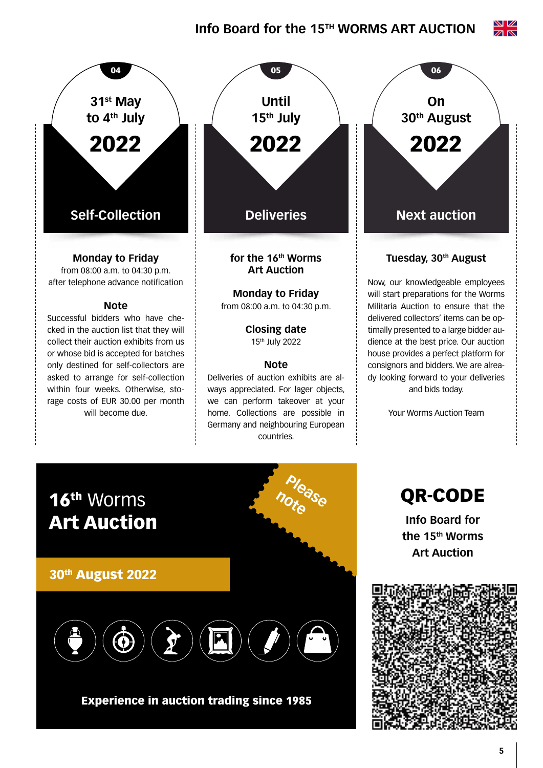# Info Board for the 15TH WORMS ART AUCTION

## 04

31st May to 4th July **2022**

### Self-Collection

**Monday to Friday**
from 08:00 a.m. to 04:30 p.m.
after telephone advance notification

**Note**
Successful bidders who have checked in the auction list that they will collect their auction exhibits from us or whose bid is accepted for batches only destined for self-collectors are asked to arrange for self-collection within four weeks. Otherwise, storage costs of EUR 30.00 per month will become due.

## 05

Until 15th July **2022**

### Deliveries

**for the 16th Worms Art Auction**

**Monday to Friday**
from 08:00 a.m. to 04:30 p.m.

**Closing date**
15th July 2022

**Note**
Deliveries of auction exhibits are always appreciated. For lager objects, we can perform takeover at your home. Collections are possible in Germany and neighbouring European countries.

## 06

On 30th August **2022**

### Next auction

**Tuesday, 30th August**

Now, our knowledgeable employees will start preparations for the Worms Militaria Auction to ensure that the delivered collectors' items can be optimally presented to a large bidder audience at the best price. Our auction house provides a perfect platform for consignors and bidders. We are already looking forward to your deliveries and bids today.

Your Worms Auction Team

---

## 16th Worms **Art Auction**

Please note

**30th August 2022**

**Experience in auction trading since 1985**

## QR-CODE

**Info Board for the 15th Worms Art Auction**